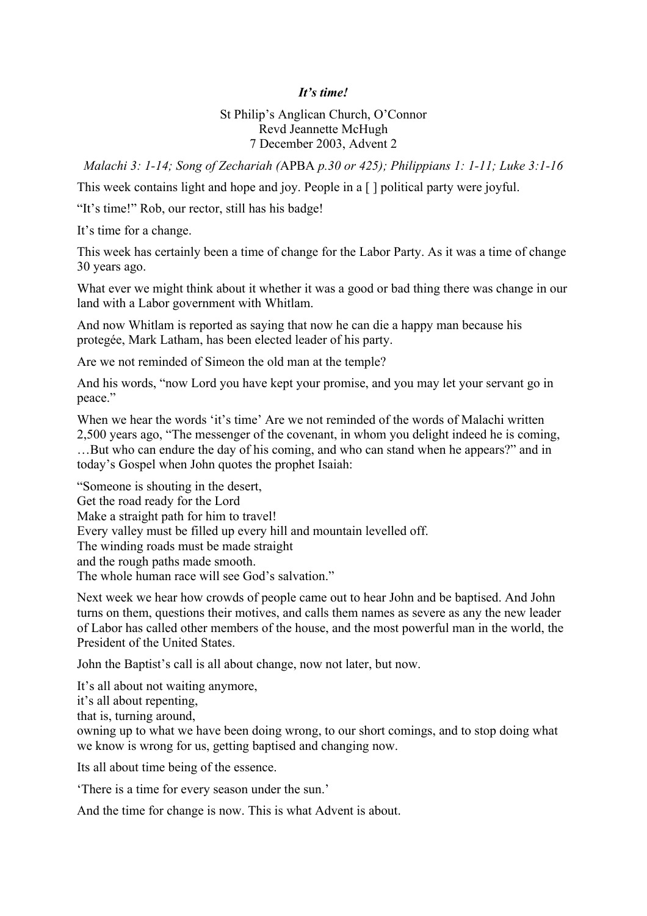***It's time!***

St Philip's Anglican Church, O'Connor
Revd Jeannette McHugh
7 December 2003, Advent 2

*Malachi 3: 1-14; Song of Zechariah (*APBA *p.30 or 425); Philippians 1: 1-11; Luke 3:1-16*

This week contains light and hope and joy. People in a [ ] political party were joyful.

"It's time!" Rob, our rector, still has his badge!

It's time for a change.

This week has certainly been a time of change for the Labor Party. As it was a time of change 30 years ago.

What ever we might think about it whether it was a good or bad thing there was change in our land with a Labor government with Whitlam.

And now Whitlam is reported as saying that now he can die a happy man because his protegée, Mark Latham, has been elected leader of his party.

Are we not reminded of Simeon the old man at the temple?

And his words, "now Lord you have kept your promise, and you may let your servant go in peace."

When we hear the words 'it's time' Are we not reminded of the words of Malachi written 2,500 years ago, "The messenger of the covenant, in whom you delight indeed he is coming, …But who can endure the day of his coming, and who can stand when he appears?" and in today's Gospel when John quotes the prophet Isaiah:

"Someone is shouting in the desert,
Get the road ready for the Lord
Make a straight path for him to travel!
Every valley must be filled up every hill and mountain levelled off.
The winding roads must be made straight
and the rough paths made smooth.
The whole human race will see God's salvation."

Next week we hear how crowds of people came out to hear John and be baptised. And John turns on them, questions their motives, and calls them names as severe as any the new leader of Labor has called other members of the house, and the most powerful man in the world, the President of the United States.

John the Baptist's call is all about change, now not later, but now.

It's all about not waiting anymore,
it's all about repenting,
that is, turning around,
owning up to what we have been doing wrong, to our short comings, and to stop doing what we know is wrong for us, getting baptised and changing now.

Its all about time being of the essence.

'There is a time for every season under the sun.'

And the time for change is now. This is what Advent is about.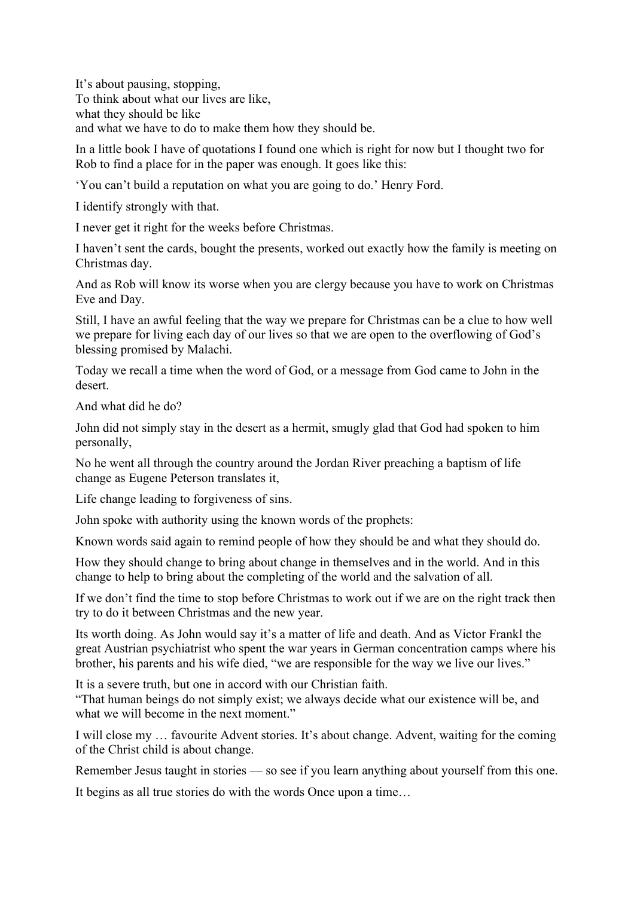It's about pausing, stopping,
To think about what our lives are like,
what they should be like
and what we have to do to make them how they should be.

In a little book I have of quotations I found one which is right for now but I thought two for Rob to find a place for in the paper was enough. It goes like this:

'You can't build a reputation on what you are going to do.' Henry Ford.

I identify strongly with that.

I never get it right for the weeks before Christmas.

I haven't sent the cards, bought the presents, worked out exactly how the family is meeting on Christmas day.

And as Rob will know its worse when you are clergy because you have to work on Christmas Eve and Day.

Still, I have an awful feeling that the way we prepare for Christmas can be a clue to how well we prepare for living each day of our lives so that we are open to the overflowing of God's blessing promised by Malachi.

Today we recall a time when the word of God, or a message from God came to John in the desert.

And what did he do?

John did not simply stay in the desert as a hermit, smugly glad that God had spoken to him personally,

No he went all through the country around the Jordan River preaching a baptism of life change as Eugene Peterson translates it,

Life change leading to forgiveness of sins.

John spoke with authority using the known words of the prophets:

Known words said again to remind people of how they should be and what they should do.

How they should change to bring about change in themselves and in the world. And in this change to help to bring about the completing of the world and the salvation of all.

If we don't find the time to stop before Christmas to work out if we are on the right track then try to do it between Christmas and the new year.

Its worth doing. As John would say it's a matter of life and death. And as Victor Frankl the great Austrian psychiatrist who spent the war years in German concentration camps where his brother, his parents and his wife died, "we are responsible for the way we live our lives."

It is a severe truth, but one in accord with our Christian faith.
"That human beings do not simply exist; we always decide what our existence will be, and what we will become in the next moment."

I will close my … favourite Advent stories. It's about change. Advent, waiting for the coming of the Christ child is about change.

Remember Jesus taught in stories — so see if you learn anything about yourself from this one.

It begins as all true stories do with the words Once upon a time…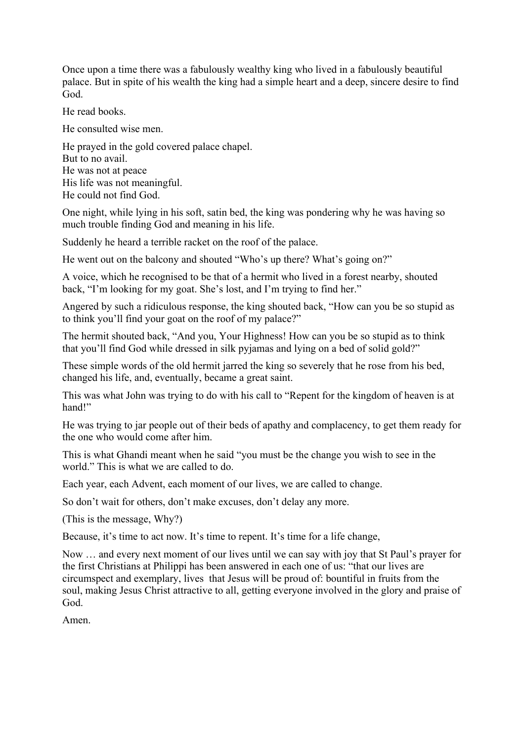Once upon a time there was a fabulously wealthy king who lived in a fabulously beautiful palace. But in spite of his wealth the king had a simple heart and a deep, sincere desire to find God.

He read books.

He consulted wise men.

He prayed in the gold covered palace chapel.
But to no avail.
He was not at peace
His life was not meaningful.
He could not find God.

One night, while lying in his soft, satin bed, the king was pondering why he was having so much trouble finding God and meaning in his life.

Suddenly he heard a terrible racket on the roof of the palace.

He went out on the balcony and shouted "Who's up there? What's going on?"

A voice, which he recognised to be that of a hermit who lived in a forest nearby, shouted back, "I'm looking for my goat. She's lost, and I'm trying to find her."

Angered by such a ridiculous response, the king shouted back, "How can you be so stupid as to think you'll find your goat on the roof of my palace?"

The hermit shouted back, "And you, Your Highness! How can you be so stupid as to think that you'll find God while dressed in silk pyjamas and lying on a bed of solid gold?"

These simple words of the old hermit jarred the king so severely that he rose from his bed, changed his life, and, eventually, became a great saint.

This was what John was trying to do with his call to "Repent for the kingdom of heaven is at hand!"

He was trying to jar people out of their beds of apathy and complacency, to get them ready for the one who would come after him.

This is what Ghandi meant when he said "you must be the change you wish to see in the world." This is what we are called to do.

Each year, each Advent, each moment of our lives, we are called to change.

So don't wait for others, don't make excuses, don't delay any more.

(This is the message, Why?)

Because, it's time to act now. It's time to repent. It's time for a life change,

Now … and every next moment of our lives until we can say with joy that St Paul's prayer for the first Christians at Philippi has been answered in each one of us: "that our lives are circumspect and exemplary, lives that Jesus will be proud of: bountiful in fruits from the soul, making Jesus Christ attractive to all, getting everyone involved in the glory and praise of God.

Amen.